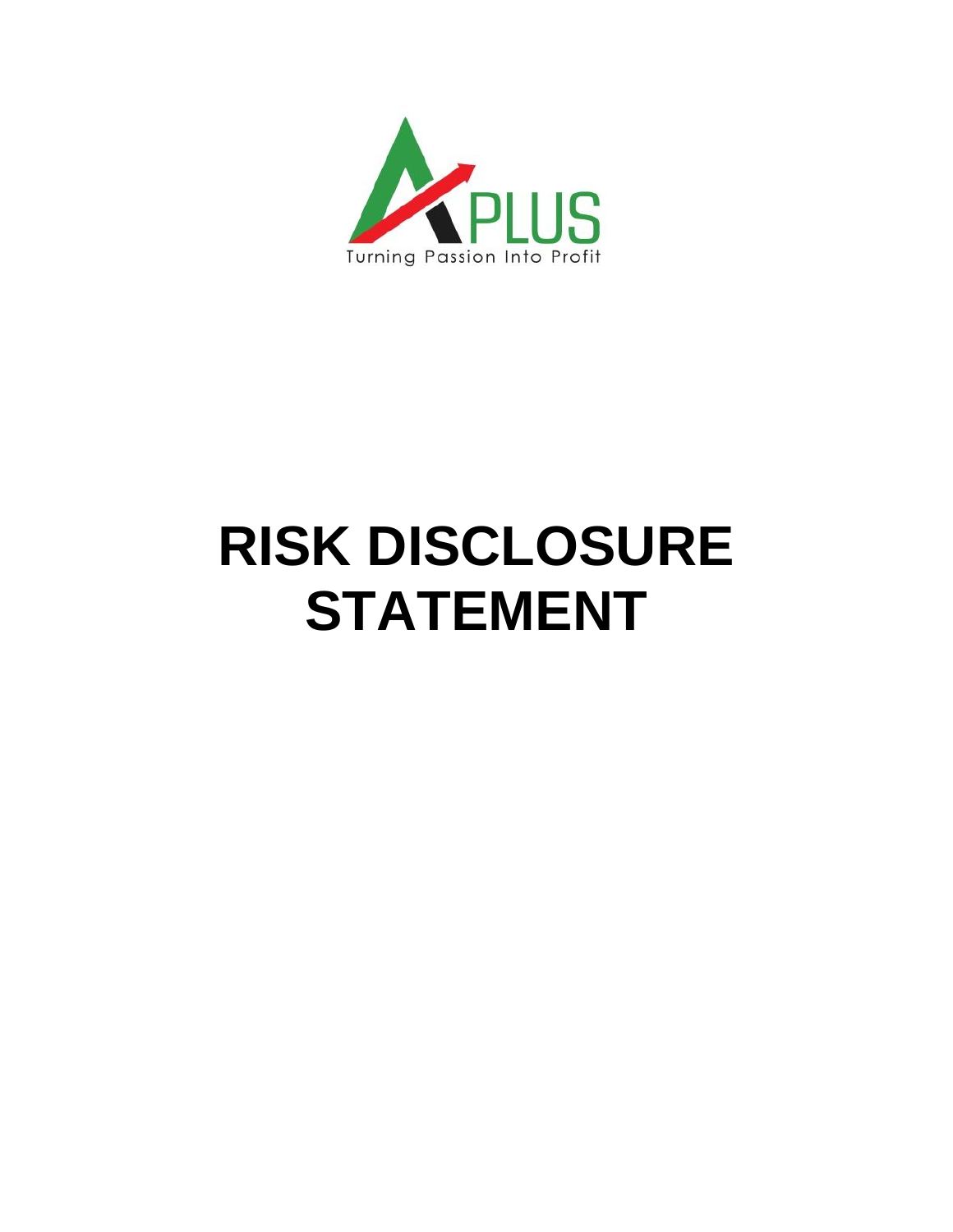APLUS

Turning Passion Into Profit

# RISK DISCLOSURE STATEMENT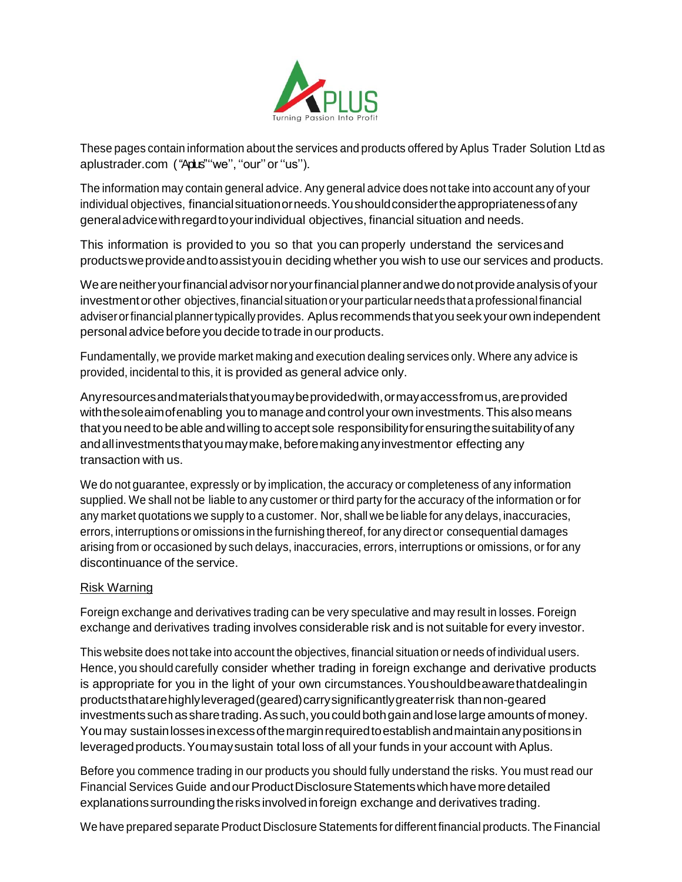These pages contain information about the services and products offered by Aplus Trader Solution Ltd as aplustrader.com ("Aplus" "we", "our" or "us").

The information may contain general advice. Any general advice does not take into account any of your individual objectives, financial situation or needs. You should consider the appropriateness of any general advice with regard to your individual objectives, financial situation and needs.

This information is provided to you so that you can properly understand the services and products we provide and to assist you in deciding whether you wish to use our services and products.

We are neither your financial advisor nor your financial planner and we do not provide analysis of your investment or other objectives, financial situation or your particular needs that a professional financial adviser or financial planner typically provides. Aplus recommends that you seek your own independent personal advice before you decide to trade in our products.

Fundamentally, we provide market making and execution dealing services only. Where any advice is provided, incidental to this, it is provided as general advice only.

Any resources and materials that you may be provided with, or may access from us, are provided with the sole aim of enabling you to manage and control your own investments. This also means that you need to be able and willing to accept sole responsibility for ensuring the suitability of any and all investments that you may make, before making any investment or effecting any transaction with us.

We do not guarantee, expressly or by implication, the accuracy or completeness of any information supplied. We shall not be liable to any customer or third party for the accuracy of the information or for any market quotations we supply to a customer. Nor, shall we be liable for any delays, inaccuracies, errors, interruptions or omissions in the furnishing thereof, for any direct or consequential damages arising from or occasioned by such delays, inaccuracies, errors, interruptions or omissions, or for any discontinuance of the service.

## Risk Warning

Foreign exchange and derivatives trading can be very speculative and may result in losses. Foreign exchange and derivatives trading involves considerable risk and is not suitable for every investor.

This website does not take into account the objectives, financial situation or needs of individual users. Hence, you should carefully consider whether trading in foreign exchange and derivative products is appropriate for you in the light of your own circumstances. You should be aware that dealing in products that are highly leveraged (geared) carry significantly greater risk than non-geared investments such as share trading. As such, you could both gain and lose large amounts of money. You may sustain losses in excess of the margin required to establish and maintain any positions in leveraged products. You may sustain total loss of all your funds in your account with Aplus.

Before you commence trading in our products you should fully understand the risks. You must read our Financial Services Guide and our Product Disclosure Statements which have more detailed explanations surrounding the risks involved in foreign exchange and derivatives trading.

We have prepared separate Product Disclosure Statements for different financial products. The Financial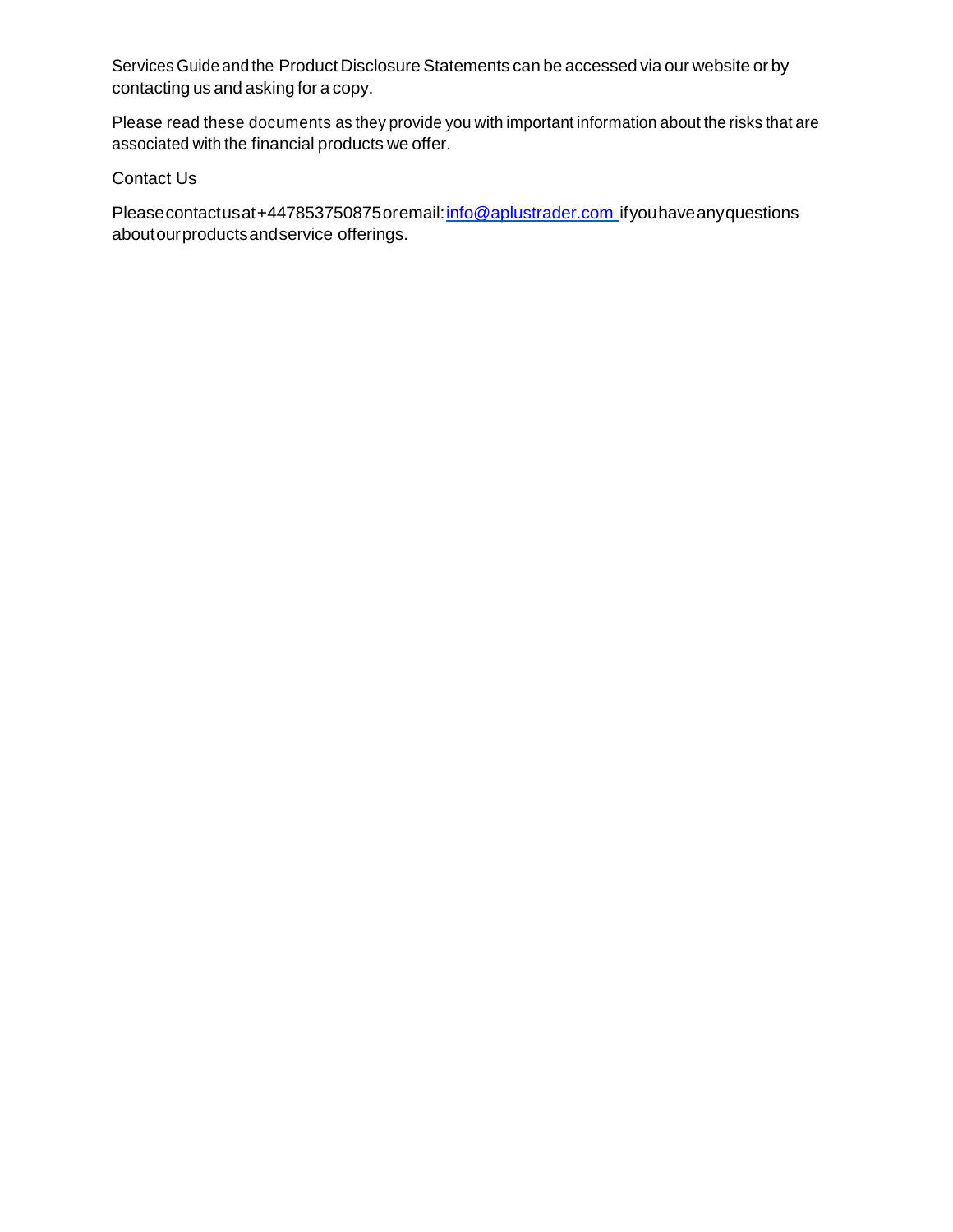Services Guide and the Product Disclosure Statements can be accessed via our website or by contacting us and asking for a copy.

Please read these documents as they provide you with important information about the risks that are associated with the financial products we offer.

Contact Us

Please contact us at +447853750875 or email: info@aplustrader.com if you have any questions about our products and service offerings.